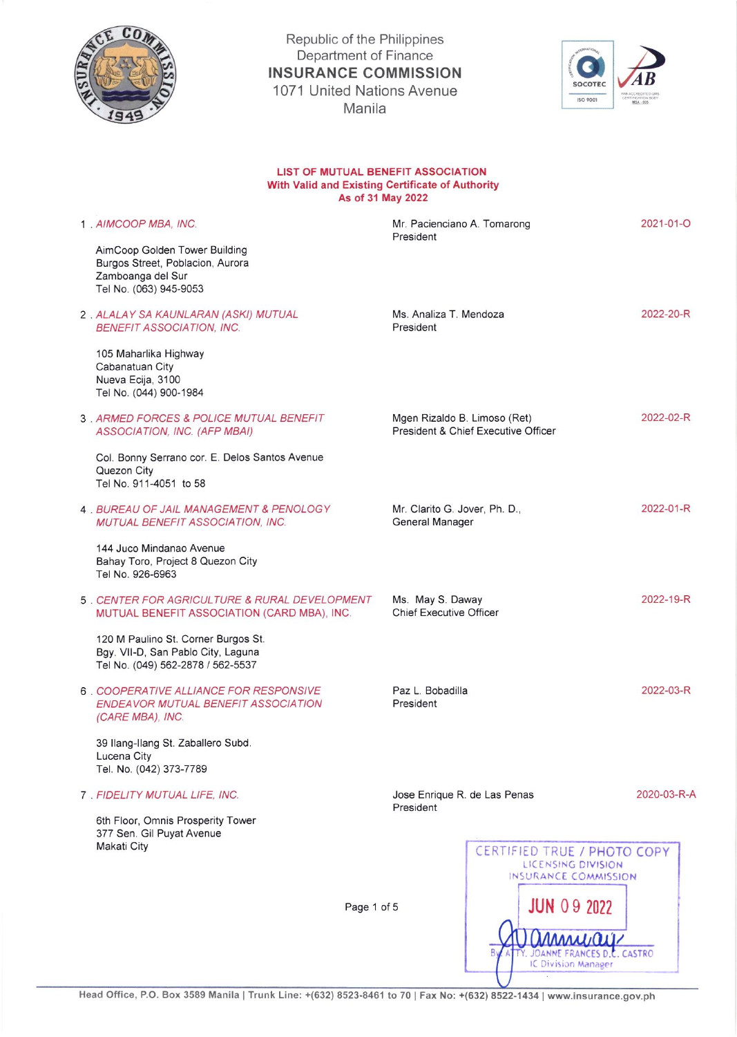Republic of the Philippines
Department of Finance
**INSURANCE COMMISSION**
1071 United Nations Avenue
Manila

## LIST OF MUTUAL BENEFIT ASSOCIATION
## With Valid and Existing Certificate of Authority
## As of 31 May 2022

1. *AIMCOOP MBA, INC.*

   AimCoop Golden Tower Building
   Burgos Street, Poblacion, Aurora
   Zamboanga del Sur
   Tel No. (063) 945-9053

   Mr. Pacienciano A. Tomarong
   President

   2021-01-O

2. *ALALAY SA KAUNLARAN (ASKI) MUTUAL BENEFIT ASSOCIATION, INC.*

   105 Maharlika Highway
   Cabanatuan City
   Nueva Ecija, 3100
   Tel No. (044) 900-1984

   Ms. Analiza T. Mendoza
   President

   2022-20-R

3. *ARMED FORCES & POLICE MUTUAL BENEFIT ASSOCIATION, INC. (AFP MBAI)*

   Col. Bonny Serrano cor. E. Delos Santos Avenue
   Quezon City
   Tel No. 911-4051 to 58

   Mgen Rizaldo B. Limoso (Ret)
   President & Chief Executive Officer

   2022-02-R

4. *BUREAU OF JAIL MANAGEMENT & PENOLOGY MUTUAL BENEFIT ASSOCIATION, INC.*

   144 Juco Mindanao Avenue
   Bahay Toro, Project 8 Quezon City
   Tel No. 926-6963

   Mr. Clarito G. Jover, Ph. D.,
   General Manager

   2022-01-R

5. *CENTER FOR AGRICULTURE & RURAL DEVELOPMENT MUTUAL BENEFIT ASSOCIATION (CARD MBA), INC.*

   120 M Paulino St. Corner Burgos St.
   Bgy. VII-D, San Pablo City, Laguna
   Tel No. (049) 562-2878 / 562-5537

   Ms. May S. Daway
   Chief Executive Officer

   2022-19-R

6. *COOPERATIVE ALLIANCE FOR RESPONSIVE ENDEAVOR MUTUAL BENEFIT ASSOCIATION (CARE MBA), INC.*

   39 Ilang-Ilang St. Zaballero Subd.
   Lucena City
   Tel. No. (042) 373-7789

   Paz L. Bobadilla
   President

   2022-03-R

7. *FIDELITY MUTUAL LIFE, INC.*

   6th Floor, Omnis Prosperity Tower
   377 Sen. Gil Puyat Avenue
   Makati City

   Jose Enrique R. de Las Penas
   President

   2020-03-R-A

CERTIFIED TRUE / PHOTO COPY
LICENSING DIVISION
INSURANCE COMMISSION
JUN 09 2022
By: ATTY. JOANNE FRANCES D.C. CASTRO
IC Division Manager

Head Office, P.O. Box 3589 Manila | Trunk Line: +(632) 8523-8461 to 70 | Fax No: +(632) 8522-1434 | www.insurance.gov.ph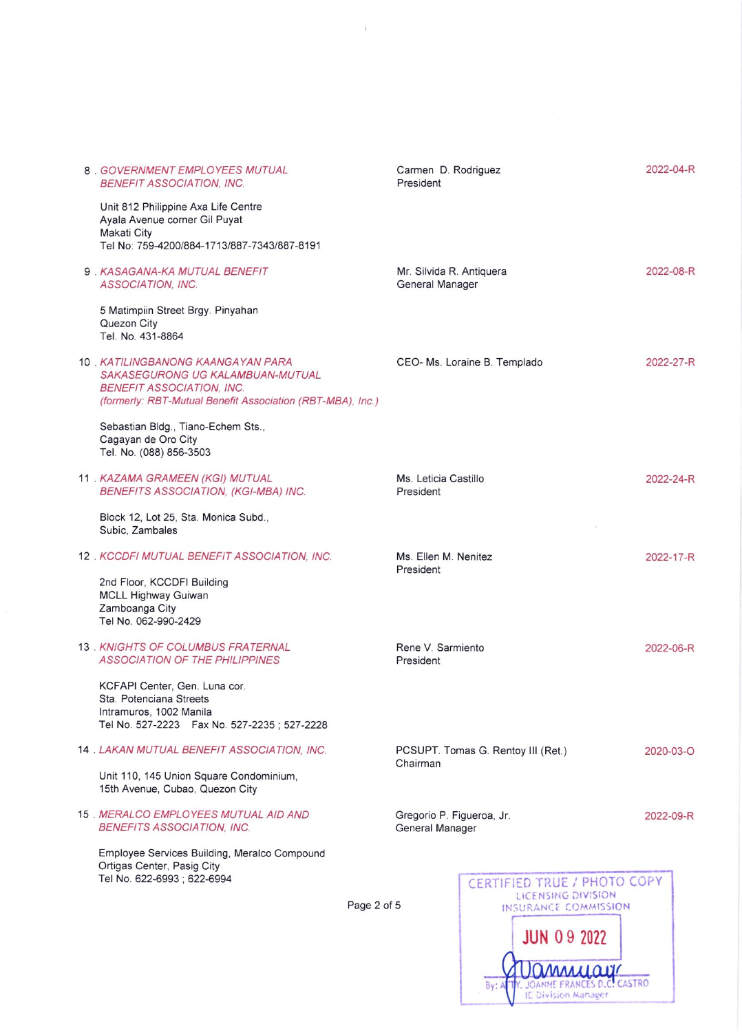| | | |
|---|---|---|
| 8 . *GOVERNMENT EMPLOYEES MUTUAL BENEFIT ASSOCIATION, INC.*<br><br>Unit 812 Philippine Axa Life Centre<br>Ayala Avenue corner Gil Puyat<br>Makati City<br>Tel No: 759-4200/884-1713/887-7343/887-8191 | Carmen D. Rodriguez<br>President | 2022-04-R |
| 9 . *KASAGANA-KA MUTUAL BENEFIT ASSOCIATION, INC.*<br><br>5 Matimpiin Street Brgy. Pinyahan<br>Quezon City<br>Tel. No. 431-8864 | Mr. Silvida R. Antiquera<br>General Manager | 2022-08-R |
| 10 . *KATILINGBANONG KAANGAYAN PARA SAKASEGURONG UG KALAMBUAN-MUTUAL BENEFIT ASSOCIATION, INC.*<br>*(formerly: RBT-Mutual Benefit Association (RBT-MBA), Inc.)*<br><br>Sebastian Bldg., Tiano-Echem Sts.,<br>Cagayan de Oro City<br>Tel. No. (088) 856-3503 | CEO- Ms. Loraine B. Templado | 2022-27-R |
| 11 . *KAZAMA GRAMEEN (KGI) MUTUAL BENEFITS ASSOCIATION, (KGI-MBA) INC.*<br><br>Block 12, Lot 25, Sta. Monica Subd.,<br>Subic, Zambales | Ms. Leticia Castillo<br>President | 2022-24-R |
| 12 . *KCCDFI MUTUAL BENEFIT ASSOCIATION, INC.*<br><br>2nd Floor, KCCDFI Building<br>MCLL Highway Guiwan<br>Zamboanga City<br>Tel No. 062-990-2429 | Ms. Ellen M. Nenitez<br>President | 2022-17-R |
| 13 . *KNIGHTS OF COLUMBUS FRATERNAL ASSOCIATION OF THE PHILIPPINES*<br><br>KCFAPI Center, Gen. Luna cor.<br>Sta. Potenciana Streets<br>Intramuros, 1002 Manila<br>Tel No. 527-2223 Fax No. 527-2235 ; 527-2228 | Rene V. Sarmiento<br>President | 2022-06-R |
| 14 . *LAKAN MUTUAL BENEFIT ASSOCIATION, INC.*<br><br>Unit 110, 145 Union Square Condominium,<br>15th Avenue, Cubao, Quezon City | PCSUPT. Tomas G. Rentoy III (Ret.)<br>Chairman | 2020-03-O |
| 15 . *MERALCO EMPLOYEES MUTUAL AID AND BENEFITS ASSOCIATION, INC.*<br><br>Employee Services Building, Meralco Compound<br>Ortigas Center, Pasig City<br>Tel No. 622-6993 ; 622-6994 | Gregorio P. Figueroa, Jr.<br>General Manager | 2022-09-R |

CERTIFIED TRUE / PHOTO COPY
LICENSING DIVISION
INSURANCE COMMISSION
JUN 09 2022
By: ATTY. JOANNE FRANCES D.C. CASTRO
IC Division Manager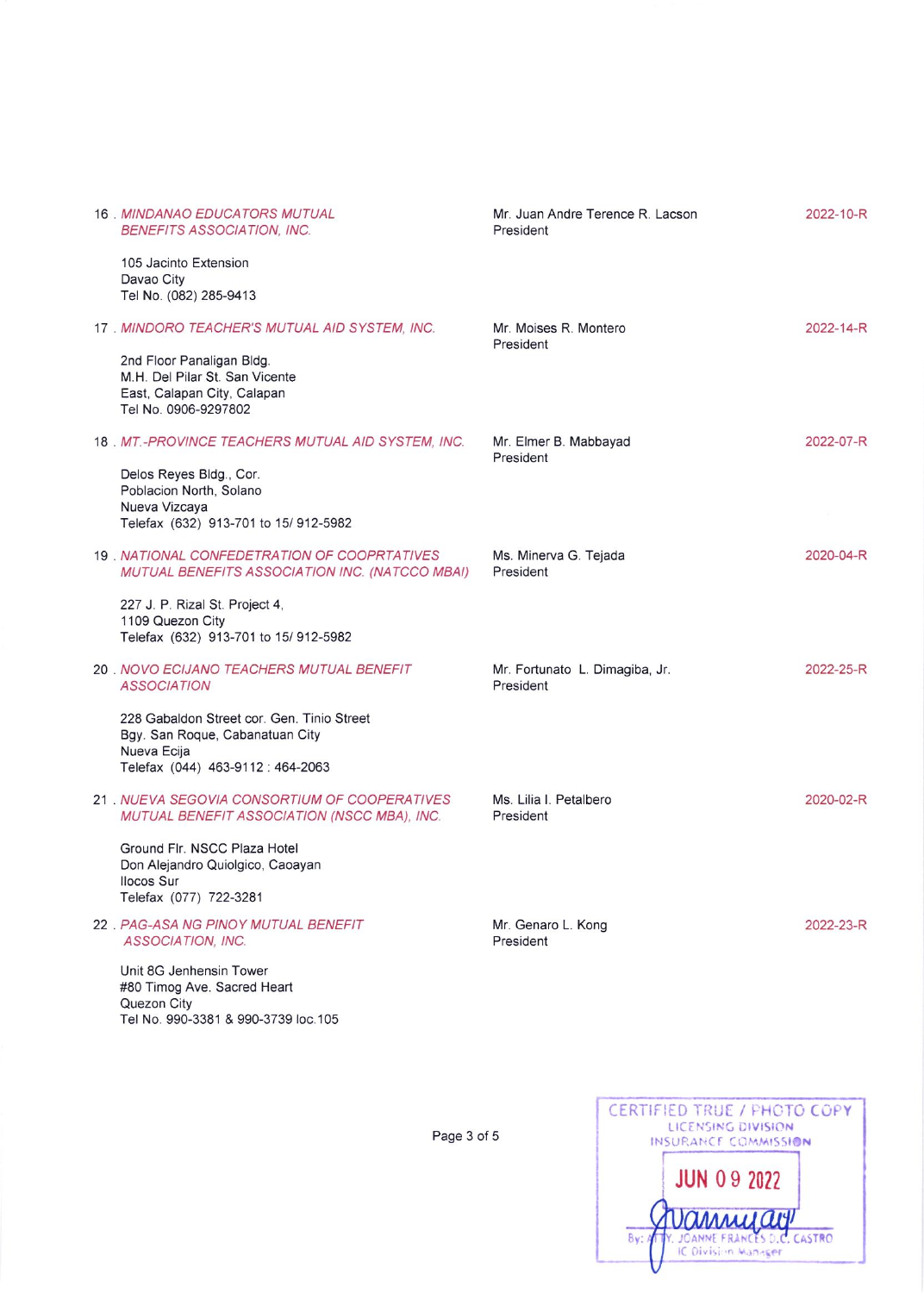| | | |
|---|---|---|
| 16 . *MINDANAO EDUCATORS MUTUAL BENEFITS ASSOCIATION, INC.*<br><br>105 Jacinto Extension<br>Davao City<br>Tel No. (082) 285-9413 | Mr. Juan Andre Terence R. Lacson<br>President | 2022-10-R |
| 17 . *MINDORO TEACHER'S MUTUAL AID SYSTEM, INC.*<br><br>2nd Floor Panaligan Bldg.<br>M.H. Del Pilar St. San Vicente<br>East, Calapan City, Calapan<br>Tel No. 0906-9297802 | Mr. Moises R. Montero<br>President | 2022-14-R |
| 18 . *MT.-PROVINCE TEACHERS MUTUAL AID SYSTEM, INC.*<br><br>Delos Reyes Bldg., Cor.<br>Poblacion North, Solano<br>Nueva Vizcaya<br>Telefax (632) 913-701 to 15/ 912-5982 | Mr. Elmer B. Mabbayad<br>President | 2022-07-R |
| 19 . *NATIONAL CONFEDETRATION OF COOPRTATIVES MUTUAL BENEFITS ASSOCIATION INC. (NATCCO MBAI)*<br><br>227 J. P. Rizal St. Project 4,<br>1109 Quezon City<br>Telefax (632) 913-701 to 15/ 912-5982 | Ms. Minerva G. Tejada<br>President | 2020-04-R |
| 20 . *NOVO ECIJANO TEACHERS MUTUAL BENEFIT ASSOCIATION*<br><br>228 Gabaldon Street cor. Gen. Tinio Street<br>Bgy. San Roque, Cabanatuan City<br>Nueva Ecija<br>Telefax (044) 463-9112 : 464-2063 | Mr. Fortunato L. Dimagiba, Jr.<br>President | 2022-25-R |
| 21 . *NUEVA SEGOVIA CONSORTIUM OF COOPERATIVES MUTUAL BENEFIT ASSOCIATION (NSCC MBA), INC.*<br><br>Ground Flr. NSCC Plaza Hotel<br>Don Alejandro Quiolgico, Caoayan<br>Ilocos Sur<br>Telefax (077) 722-3281 | Ms. Lilia I. Petalbero<br>President | 2020-02-R |
| 22 . *PAG-ASA NG PINOY MUTUAL BENEFIT ASSOCIATION, INC.*<br><br>Unit 8G Jenhensin Tower<br>#80 Timog Ave. Sacred Heart<br>Quezon City<br>Tel No. 990-3381 & 990-3739 loc.105 | Mr. Genaro L. Kong<br>President | 2022-23-R |

CERTIFIED TRUE / PHOTO COPY
LICENSING DIVISION
INSURANCE COMMISSION
JUN 09 2022
By: ATTY. JOANNE FRANCES D.C. CASTRO
IC Division Manager